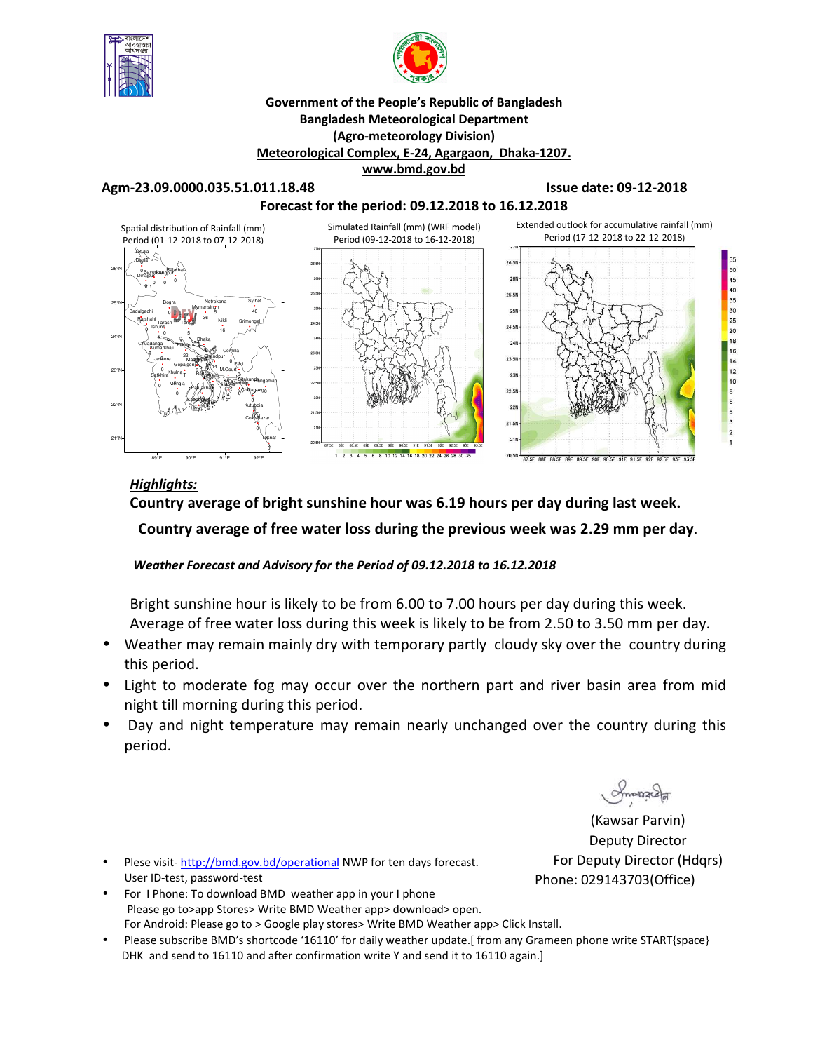Government of the People's Republic of Bangladesh
Bangladesh Meteorological Department
(Agro-meteorology Division)
Meteorological Complex, E-24, Agargaon, Dhaka-1207.
www.bmd.gov.bd

**Agm-23.09.0000.035.51.011.18.48** **Issue date: 09-12-2018**

**Forecast for the period: 09.12.2018 to 16.12.2018**

Spatial distribution of Rainfall (mm) Period (01-12-2018 to 07-12-2018)

Simulated Rainfall (mm) (WRF model) Period (09-12-2018 to 16-12-2018)

Extended outlook for accumulative rainfall (mm) Period (17-12-2018 to 22-12-2018)

***Highlights:***

**Country average of bright sunshine hour was 6.19 hours per day during last week.**

**Country average of free water loss during the previous week was 2.29 mm per day.**

***Weather Forecast and Advisory for the Period of 09.12.2018 to 16.12.2018***

Bright sunshine hour is likely to be from 6.00 to 7.00 hours per day during this week.
Average of free water loss during this week is likely to be from 2.50 to 3.50 mm per day.

- Weather may remain mainly dry with temporary partly cloudy sky over the country during this period.
- Light to moderate fog may occur over the northern part and river basin area from mid night till morning during this period.
- Day and night temperature may remain nearly unchanged over the country during this period.

(Kawsar Parvin)
Deputy Director
For Deputy Director (Hdqrs)
Phone: 029143703(Office)

- Plese visit- http://bmd.gov.bd/operational NWP for ten days forecast.
  User ID-test, password-test
- For I Phone: To download BMD weather app in your I phone
  Please go to>app Stores> Write BMD Weather app> download> open.
  For Android: Please go to > Google play stores> Write BMD Weather app> Click Install.
- Please subscribe BMD's shortcode '16110' for daily weather update.[ from any Grameen phone write START{space} DHK and send to 16110 and after confirmation write Y and send it to 16110 again.]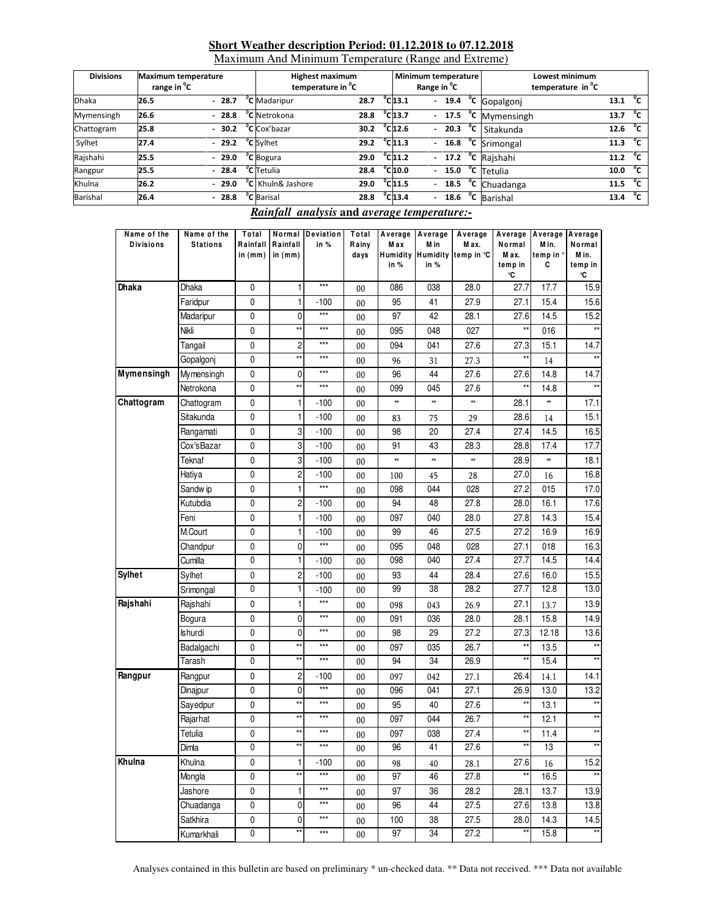## Short Weather description Period: 01.12.2018 to 07.12.2018

Maximum And Minimum Temperature (Range and Extreme)

| Divisions | Maximum temperature range in °C | Highest maximum temperature in °C | | Minimum temperature Range in °C | Lowest minimum temperature in °C | |
|---|---|---|---|---|---|---|
| Dhaka | 26.5 - 28.7 °C | Madaripur | 28.7 °C | 13.1 - 19.4 °C | Gopalgonj | 13.1 °C |
| Mymensingh | 26.6 - 28.8 °C | Netrokona | 28.8 °C | 13.7 - 17.5 °C | Mymensingh | 13.7 °C |
| Chattogram | 25.8 - 30.2 °C | Cox'bazar | 30.2 °C | 12.6 - 20.3 °C | Sitakunda | 12.6 °C |
| Sylhet | 27.4 - 29.2 °C | Sylhet | 29.2 °C | 11.3 - 16.8 °C | Srimongal | 11.3 °C |
| Rajshahi | 25.5 - 29.0 °C | Bogura | 29.0 °C | 11.2 - 17.2 °C | Rajshahi | 11.2 °C |
| Rangpur | 25.5 - 28.4 °C | Tetulia | 28.4 °C | 10.0 - 15.0 °C | Tetulia | 10.0 °C |
| Khulna | 26.2 - 29.0 °C | Khuln& Jashore | 29.0 °C | 11.5 - 18.5 °C | Chuadanga | 11.5 °C |
| Barishal | 26.4 - 28.8 °C | Barisal | 28.8 °C | 13.4 - 18.6 °C | Barishal | 13.4 °C |

## *Rainfall analysis* and *average temperature:-*

| Name of the Divisions | Name of the Stations | Total Rainfall in (mm) | Normal Rainfall in (mm) | Deviation in % | Total Rainy days | Average Max Humidity in % | Average Min Humidity in % | Average Max. temp in °C | Average Normal Max. temp in °C | Average Min. temp in °C | Average Normal Min. temp in °C |
|---|---|---|---|---|---|---|---|---|---|---|---|
| Dhaka | Dhaka | 0 | 1 | *** | 00 | 086 | 038 | 28.0 | 27.7 | 17.7 | 15.9 |
| | Faridpur | 0 | 1 | -100 | 00 | 95 | 41 | 27.9 | 27.1 | 15.4 | 15.6 |
| | Madaripur | 0 | 0 | *** | 00 | 97 | 42 | 28.1 | 27.6 | 14.5 | 15.2 |
| | Nikli | 0 | ** | *** | 00 | 095 | 048 | 027 | ** | 016 | ** |
| | Tangail | 0 | 2 | *** | 00 | 094 | 041 | 27.6 | 27.3 | 15.1 | 14.7 |
| | Gopalgonj | 0 | ** | *** | 00 | 96 | 31 | 27.3 | ** | 14 | ** |
| Mymensingh | Mymensingh | 0 | 0 | *** | 00 | 96 | 44 | 27.6 | 27.6 | 14.8 | 14.7 |
| | Netrokona | 0 | ** | *** | 00 | 099 | 045 | 27.6 | ** | 14.8 | ** |
| Chattogram | Chattogram | 0 | 1 | -100 | 00 | ** | ** | ** | 28.1 | ** | 17.1 |
| | Sitakunda | 0 | 1 | -100 | 00 | 83 | 75 | 29 | 28.6 | 14 | 15.1 |
| | Rangamati | 0 | 3 | -100 | 00 | 98 | 20 | 27.4 | 27.4 | 14.5 | 16.5 |
| | Cox'sBazar | 0 | 3 | -100 | 00 | 91 | 43 | 28.3 | 28.8 | 17.4 | 17.7 |
| | Teknaf | 0 | 3 | -100 | 00 | ** | ** | ** | 28.9 | ** | 18.1 |
| | Hatiya | 0 | 2 | -100 | 00 | 100 | 45 | 28 | 27.0 | 16 | 16.8 |
| | Sandw ip | 0 | 1 | *** | 00 | 098 | 044 | 028 | 27.2 | 015 | 17.0 |
| | Kutubdia | 0 | 2 | -100 | 00 | 94 | 48 | 27.8 | 28.0 | 16.1 | 17.6 |
| | Feni | 0 | 1 | -100 | 00 | 097 | 040 | 28.0 | 27.8 | 14.3 | 15.4 |
| | M.Court | 0 | 1 | -100 | 00 | 99 | 46 | 27.5 | 27.2 | 16.9 | 16.9 |
| | Chandpur | 0 | 0 | *** | 00 | 095 | 048 | 028 | 27.1 | 018 | 16.3 |
| | Cumilla | 0 | 1 | -100 | 00 | 098 | 040 | 27.4 | 27.7 | 14.5 | 14.4 |
| Sylhet | Sylhet | 0 | 2 | -100 | 00 | 93 | 44 | 28.4 | 27.6 | 16.0 | 15.5 |
| | Srimongal | 0 | 1 | -100 | 00 | 99 | 38 | 28.2 | 27.7 | 12.8 | 13.0 |
| Rajshahi | Rajshahi | 0 | 1 | *** | 00 | 098 | 043 | 26.9 | 27.1 | 13.7 | 13.9 |
| | Bogura | 0 | 0 | *** | 00 | 091 | 036 | 28.0 | 28.1 | 15.8 | 14.9 |
| | Ishurdi | 0 | 0 | *** | 00 | 98 | 29 | 27.2 | 27.3 | 12.18 | 13.6 |
| | Badalgachi | 0 | ** | *** | 00 | 097 | 035 | 26.7 | ** | 13.5 | ** |
| | Tarash | 0 | ** | *** | 00 | 94 | 34 | 26.9 | ** | 15.4 | ** |
| Rangpur | Rangpur | 0 | 2 | -100 | 00 | 097 | 042 | 27.1 | 26.4 | 14.1 | 14.1 |
| | Dinajpur | 0 | 0 | *** | 00 | 096 | 041 | 27.1 | 26.9 | 13.0 | 13.2 |
| | Sayedpur | 0 | ** | *** | 00 | 95 | 40 | 27.6 | ** | 13.1 | ** |
| | Rajarhat | 0 | ** | *** | 00 | 097 | 044 | 26.7 | ** | 12.1 | ** |
| | Tetulia | 0 | ** | *** | 00 | 097 | 038 | 27.4 | ** | 11.4 | ** |
| | Dimla | 0 | ** | *** | 00 | 96 | 41 | 27.6 | ** | 13 | ** |
| Khulna | Khulna | 0 | 1 | -100 | 00 | 98 | 40 | 28.1 | 27.6 | 16 | 15.2 |
| | Mongla | 0 | ** | *** | 00 | 97 | 46 | 27.8 | ** | 16.5 | ** |
| | Jashore | 0 | 1 | *** | 00 | 97 | 36 | 28.2 | 28.1 | 13.7 | 13.9 |
| | Chuadanga | 0 | 0 | *** | 00 | 96 | 44 | 27.5 | 27.6 | 13.8 | 13.8 |
| | Satkhira | 0 | 0 | *** | 00 | 100 | 38 | 27.5 | 28.0 | 14.3 | 14.5 |
| | Kumarkhali | 0 | ** | *** | 00 | 97 | 34 | 27.2 | ** | 15.8 | ** |

Analyses contained in this bulletin are based on preliminary * un-checked data. ** Data not received. *** Data not available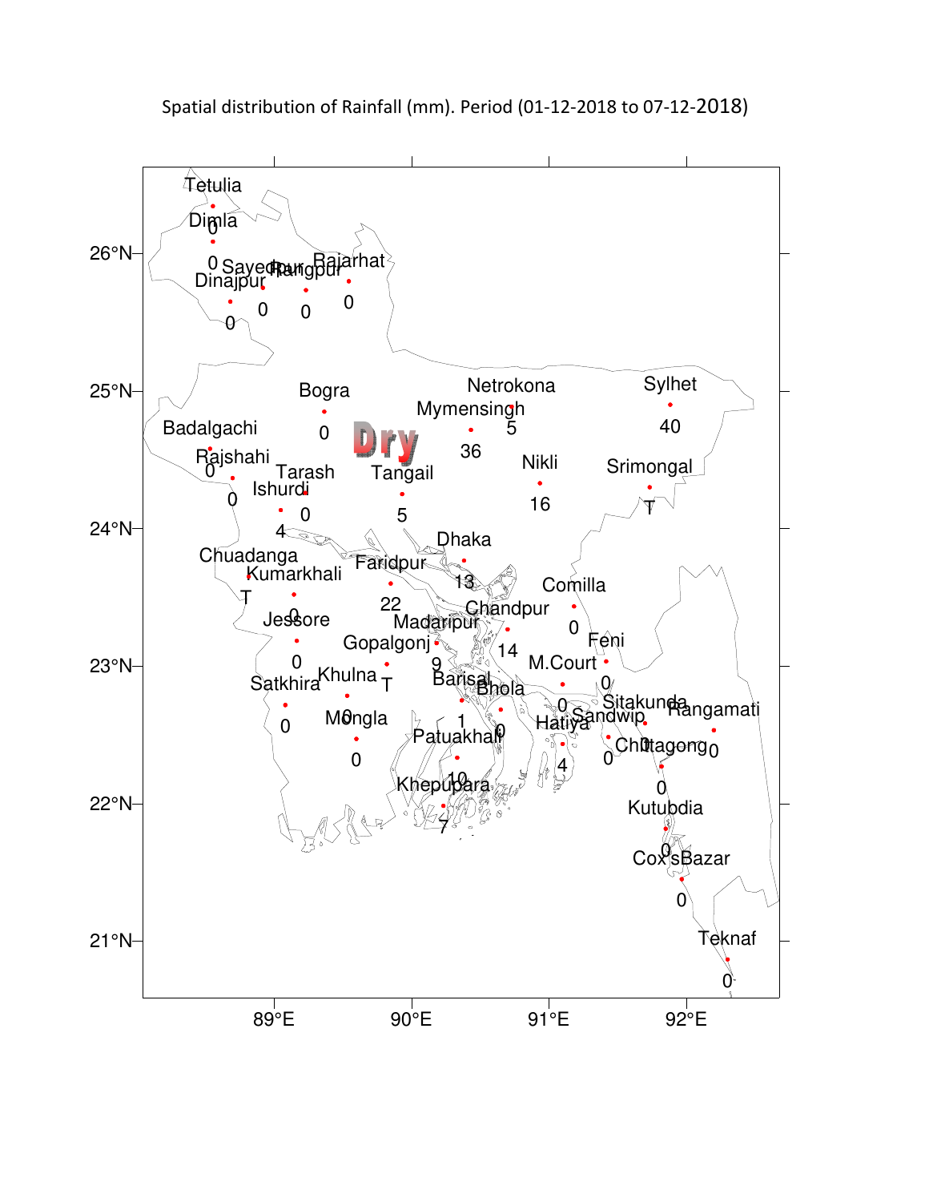Spatial distribution of Rainfall (mm). Period (01-12-2018 to 07-12-2018)

Dry

| Station | Rainfall (mm) |
|---|---|
| Tetulia | 0 |
| Dimla | 0 |
| Dinajpur | 0 |
| Sayedpur | 0 |
| Rangpur | 0 |
| Rajarhat | 0 |
| Bogra | 0 |
| Badalgachi | 0 |
| Rajshahi | 0 |
| Tarash | 0 |
| Ishurdi | 4 |
| Tangail | 5 |
| Mymensingh | 36 |
| Netrokona | 5 |
| Nikli | 16 |
| Sylhet | 40 |
| Srimongal | T |
| Dhaka | 13 |
| Faridpur | 22 |
| Chuadanga | T |
| Kumarkhali | 0 |
| Jessore | 0 |
| Gopalgonj | T |
| Madaripur | 9 |
| Chandpur | 14 |
| Comilla | 0 |
| Feni | 0 |
| M.Court | 0 |
| Satkhira | 0 |
| Khulna | 0 |
| Mongla | 0 |
| Barisal | 1 |
| Bhola | 0 |
| Hatiya | 4 |
| Sandwip | 0 |
| Sitakunda | 0 |
| Rangamati | 0 |
| Chittagong | 0 |
| Patuakhali | 10 |
| Khepupara | 7 |
| Kutubdia | 0 |
| Cox'sBazar | 0 |
| Teknaf | 0 |

26°N, 25°N, 24°N, 23°N, 22°N, 21°N

89°E, 90°E, 91°E, 92°E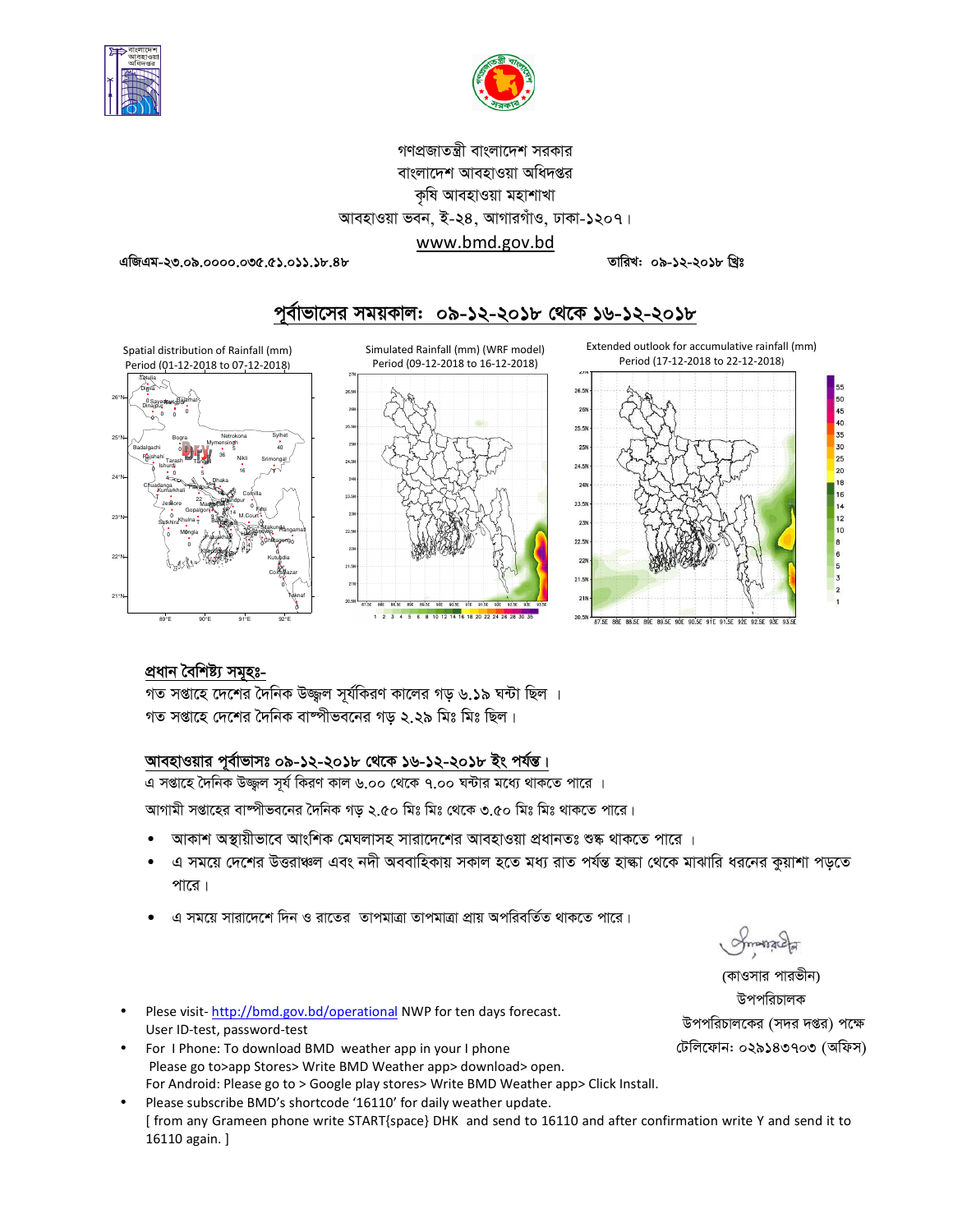গণপ্রজাতন্ত্রী বাংলাদেশ সরকার
বাংলাদেশ আবহাওয়া অধিদপ্তর
কৃষি আবহাওয়া মহাশাখা
আবহাওয়া ভবন, ই-২৪, আগারগাঁও, ঢাকা-১২০৭।
www.bmd.gov.bd

এজিএম-২৩.০৯.০০০০.০৩৫.৫১.০১১.১৮.৪৮ তারিখঃ ০৯-১২-২০১৮ খ্রিঃ

## পূর্বাভাসের সময়কাল: ০৯-১২-২০১৮ থেকে ১৬-১২-২০১৮

Spatial distribution of Rainfall (mm)
Period (01-12-2018 to 07-12-2018)

Simulated Rainfall (mm) (WRF model)
Period (09-12-2018 to 16-12-2018)

Extended outlook for accumulative rainfall (mm)
Period (17-12-2018 to 22-12-2018)

### প্রধান বৈশিষ্ট্য সমূহঃ-

গত সপ্তাহে দেশের দৈনিক উজ্জ্বল সূর্যকিরণ কালের গড় ৬.১৯ ঘন্টা ছিল ।
গত সপ্তাহে দেশের দৈনিক বাষ্পীভবনের গড় ২.২৯ মিঃ মিঃ ছিল।

### আবহাওয়ার পূর্বাভাসঃ ০৯-১২-২০১৮ থেকে ১৬-১২-২০১৮ ইং পর্যন্ত।

এ সপ্তাহে দৈনিক উজ্জ্বল সূর্য কিরণ কাল ৬.০০ থেকে ৭.০০ ঘন্টার মধ্যে থাকতে পারে ।

আগামী সপ্তাহের বাষ্পীভবনের দৈনিক গড় ২.৫০ মিঃ মিঃ থেকে ৩.৫০ মিঃ মিঃ থাকতে পারে।

- আকাশ অস্থায়ীভাবে আংশিক মেঘলাসহ সারাদেশের আবহাওয়া প্রধানতঃ শুষ্ক থাকতে পারে ।
- এ সময়ে দেশের উত্তরাঞ্চল এবং নদী অববাহিকায় সকাল হতে মধ্য রাত পর্যন্ত হাল্কা থেকে মাঝারি ধরনের কুয়াশা পড়তে পারে।
- এ সময়ে সারাদেশে দিন ও রাতের তাপমাত্রা তাপমাত্রা প্রায় অপরিবর্তিত থাকতে পারে।

(কাওসার পারভীন)
উপপরিচালক
উপপরিচালকের (সদর দপ্তর) পক্ষে
টেলিফোন: ০২৯১৪৩৭০৩ (অফিস)

- Plese visit- http://bmd.gov.bd/operational NWP for ten days forecast. User ID-test, password-test
- For I Phone: To download BMD weather app in your I phone Please go to>app Stores> Write BMD Weather app> download> open. For Android: Please go to > Google play stores> Write BMD Weather app> Click Install.
- Please subscribe BMD's shortcode '16110' for daily weather update. [ from any Grameen phone write START{space} DHK and send to 16110 and after confirmation write Y and send it to 16110 again. ]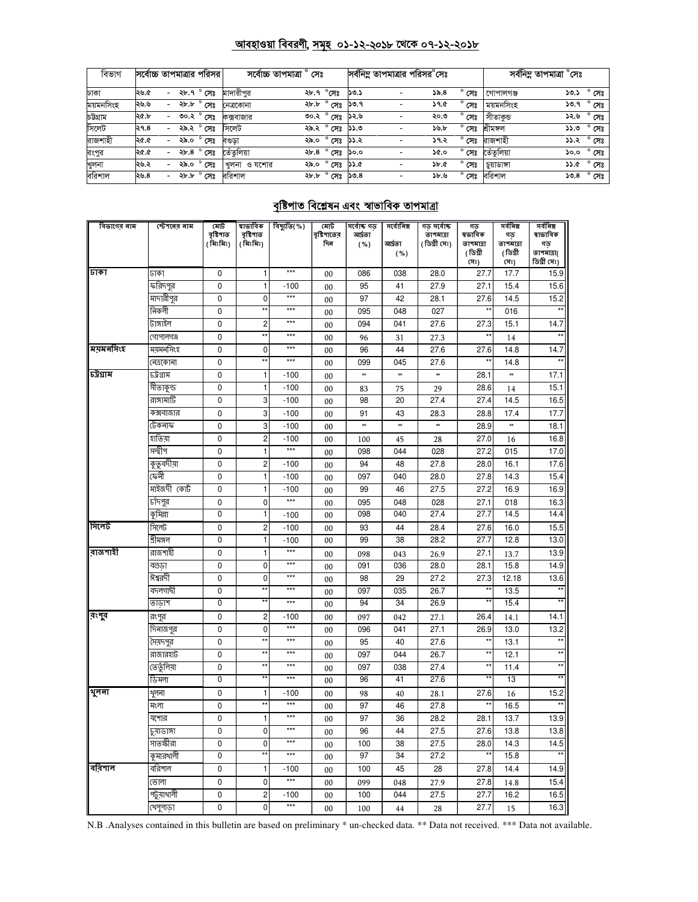## আবহাওয়া বিবরণী, সমূহ ০১-১২-২০১৮ থেকে ০৭-১২-২০১৮

| বিভাগ | সর্বোচ্চ তাপমাত্রার পরিসর | সর্বোচ্চ তাপমাত্রা ° সেঃ | | সর্বনিম্ন তাপমাত্রার পরিসর°সেঃ | সর্বনিম্ন তাপমাত্রা °সেঃ | |
|---|---|---|---|---|---|---|
| ঢাকা | ২৬.৫ - ২৮.৭ ° সেঃ | মাদারীপুর | ২৮.৭ °সেঃ | ১৩.১ - ১৯.৪ ° সেঃ | গোপালগঞ্জ | ১৩.১ ° সেঃ |
| ময়মনসিংহ | ২৬.৬ - ২৮.৮ ° সেঃ | নেত্রকোনা | ২৮.৮ ° সেঃ | ১৩.৭ - ১৭.৫ ° সেঃ | ময়মনসিংহ | ১৩.৭ ° সেঃ |
| চট্টগ্রাম | ২৫.৮ - ৩০.২ ° সেঃ | কক্সবাজার | ৩০.২ ° সেঃ | ১২.৬ - ২০.৩ ° সেঃ | সীতাকুন্ড | ১২.৬ ° সেঃ |
| সিলেট | ২৭.৪ - ২৯.২ ° সেঃ | সিলেট | ২৯.২ ° সেঃ | ১১.৩ - ১৬.৮ ° সেঃ | শ্রীমঙ্গল | ১১.৩ ° সেঃ |
| রাজশাহী | ২৫.৫ - ২৯.০ ° সেঃ | বগুড়া | ২৯.০ ° সেঃ | ১১.২ - ১৭.২ ° সেঃ | রাজশাহী | ১১.২ ° সেঃ |
| রংপুর | ২৫.৫ - ২৮.৪ ° সেঃ | তেঁতুলিয়া | ২৮.৪ ° সেঃ | ১০.০ - ১৫.০ ° সেঃ | তেঁতুলিয়া | ১০.০ ° সেঃ |
| খুলনা | ২৬.২ - ২৯.০ ° সেঃ | খুলনা ও যশোর | ২৯.০ ° সেঃ | ১১.৫ - ১৮.৫ ° সেঃ | চুয়াডাঙ্গা | ১১.৫ ° সেঃ |
| বরিশাল | ২৬.৪ - ২৮.৮ ° সেঃ | বরিশাল | ২৮.৮ ° সেঃ | ১৩.৪ - ১৮.৬ ° সেঃ | বরিশাল | ১৩.৪ ° সেঃ |

## বৃষ্টিপাত বিশ্লেষন এবং স্বাভাবিক তাপমাত্রা

| বিভাগের নাম | স্টেশনের নাম | মোট বৃষ্টিপাত (মিঃমিঃ) | স্বাভাবিক বৃষ্টিপাত (মিঃমিঃ) | বিচ্যুতি(%) | মোট বৃষ্টিপাতের দিন | সর্বোচ্চ গড় আর্দ্রতা (%) | সর্বোনিম্ন আর্দ্রতা (%) | গড় সর্বোচ্চ তাপমাত্রা (ডিগ্রী সেঃ) | গড় স্বাভাবিক তাপমাত্রা (ডিগ্রী সেঃ) | সর্বনিম্ন গড় তাপমাত্রা (ডিগ্রী সেঃ) | সর্বনিম্ন স্বাভাবিক গড় তাপমাত্রা( ডিগ্রী সেঃ) |
|---|---|---|---|---|---|---|---|---|---|---|---|
| ঢাকা | ঢাকা | 0 | 1 | *** | 00 | 086 | 038 | 28.0 | 27.7 | 17.7 | 15.9 |
| | ফরিদপুর | 0 | 1 | -100 | 00 | 95 | 41 | 27.9 | 27.1 | 15.4 | 15.6 |
| | মাদারীপুর | 0 | 0 | *** | 00 | 97 | 42 | 28.1 | 27.6 | 14.5 | 15.2 |
| | নিকলী | 0 | ** | *** | 00 | 095 | 048 | 027 | ** | 016 | ** |
| | টাঙ্গাইল | 0 | 2 | *** | 00 | 094 | 041 | 27.6 | 27.3 | 15.1 | 14.7 |
| | গোপালগঞ্জ | 0 | ** | *** | 00 | 96 | 31 | 27.3 | ** | 14 | ** |
| ময়মনসিংহ | ময়মনসিংহ | 0 | 0 | *** | 00 | 96 | 44 | 27.6 | 27.6 | 14.8 | 14.7 |
| | নেত্রকোনা | 0 | ** | *** | 00 | 099 | 045 | 27.6 | ** | 14.8 | ** |
| চট্টগ্রাম | চট্টগ্রাম | 0 | 1 | -100 | 00 | ** | ** | ** | 28.1 | ** | 17.1 |
| | সীতাকুন্ড | 0 | 1 | -100 | 00 | 83 | 75 | 29 | 28.6 | 14 | 15.1 |
| | রাঙ্গামাটি | 0 | 3 | -100 | 00 | 98 | 20 | 27.4 | 27.4 | 14.5 | 16.5 |
| | কক্সবাজার | 0 | 3 | -100 | 00 | 91 | 43 | 28.3 | 28.8 | 17.4 | 17.7 |
| | টেকনাফ | 0 | 3 | -100 | 00 | ** | ** | ** | 28.9 | ** | 18.1 |
| | হাতিয়া | 0 | 2 | -100 | 00 | 100 | 45 | 28 | 27.0 | 16 | 16.8 |
| | সন্দীপ | 0 | 1 | *** | 00 | 098 | 044 | 028 | 27.2 | 015 | 17.0 |
| | কুতুবদীয়া | 0 | 2 | -100 | 00 | 94 | 48 | 27.8 | 28.0 | 16.1 | 17.6 |
| | ফেনী | 0 | 1 | -100 | 00 | 097 | 040 | 28.0 | 27.8 | 14.3 | 15.4 |
| | মাইজদী কোর্ট | 0 | 1 | -100 | 00 | 99 | 46 | 27.5 | 27.2 | 16.9 | 16.9 |
| | চাঁদপুর | 0 | 0 | *** | 00 | 095 | 048 | 028 | 27.1 | 018 | 16.3 |
| | কুমিল্লা | 0 | 1 | -100 | 00 | 098 | 040 | 27.4 | 27.7 | 14.5 | 14.4 |
| সিলেট | সিলেট | 0 | 2 | -100 | 00 | 93 | 44 | 28.4 | 27.6 | 16.0 | 15.5 |
| | শ্রীমঙ্গল | 0 | 1 | -100 | 00 | 99 | 38 | 28.2 | 27.7 | 12.8 | 13.0 |
| রাজশাহী | রাজশাহী | 0 | 1 | *** | 00 | 098 | 043 | 26.9 | 27.1 | 13.7 | 13.9 |
| | বগুড়া | 0 | 0 | *** | 00 | 091 | 036 | 28.0 | 28.1 | 15.8 | 14.9 |
| | ঈশ্বরদী | 0 | 0 | *** | 00 | 98 | 29 | 27.2 | 27.3 | 12.18 | 13.6 |
| | বদলগাছী | 0 | ** | *** | 00 | 097 | 035 | 26.7 | ** | 13.5 | ** |
| | তাড়াশ | 0 | ** | *** | 00 | 94 | 34 | 26.9 | ** | 15.4 | ** |
| রংপুর | রংপুর | 0 | 2 | -100 | 00 | 097 | 042 | 27.1 | 26.4 | 14.1 | 14.1 |
| | দিনাজপুর | 0 | 0 | *** | 00 | 096 | 041 | 27.1 | 26.9 | 13.0 | 13.2 |
| | সৈয়দপুর | 0 | ** | *** | 00 | 95 | 40 | 27.6 | ** | 13.1 | ** |
| | রাজারহাট | 0 | ** | *** | 00 | 097 | 044 | 26.7 | ** | 12.1 | ** |
| | তেতুঁলিয়া | 0 | ** | *** | 00 | 097 | 038 | 27.4 | ** | 11.4 | ** |
| | ডিমলা | 0 | ** | *** | 00 | 96 | 41 | 27.6 | ** | 13 | ** |
| খুলনা | খুলনা | 0 | 1 | -100 | 00 | 98 | 40 | 28.1 | 27.6 | 16 | 15.2 |
| | মংলা | 0 | ** | *** | 00 | 97 | 46 | 27.8 | ** | 16.5 | ** |
| | যশোর | 0 | 1 | *** | 00 | 97 | 36 | 28.2 | 28.1 | 13.7 | 13.9 |
| | চুয়াডাঙ্গা | 0 | 0 | *** | 00 | 96 | 44 | 27.5 | 27.6 | 13.8 | 13.8 |
| | সাতক্ষীরা | 0 | 0 | *** | 00 | 100 | 38 | 27.5 | 28.0 | 14.3 | 14.5 |
| | কুমারখালী | 0 | ** | *** | 00 | 97 | 34 | 27.2 | ** | 15.8 | ** |
| বরিশাল | বরিশাল | 0 | 1 | -100 | 00 | 100 | 45 | 28 | 27.8 | 14.4 | 14.9 |
| | ভোলা | 0 | 0 | *** | 00 | 099 | 048 | 27.9 | 27.8 | 14.8 | 15.4 |
| | পটুয়াখালী | 0 | 2 | -100 | 00 | 100 | 044 | 27.5 | 27.7 | 16.2 | 16.5 |
| | খেপুপাড়া | 0 | 0 | *** | 00 | 100 | 44 | 28 | 27.7 | 15 | 16.3 |

N.B .Analyses contained in this bulletin are based on preliminary * un-checked data. ** Data not received. *** Data not available.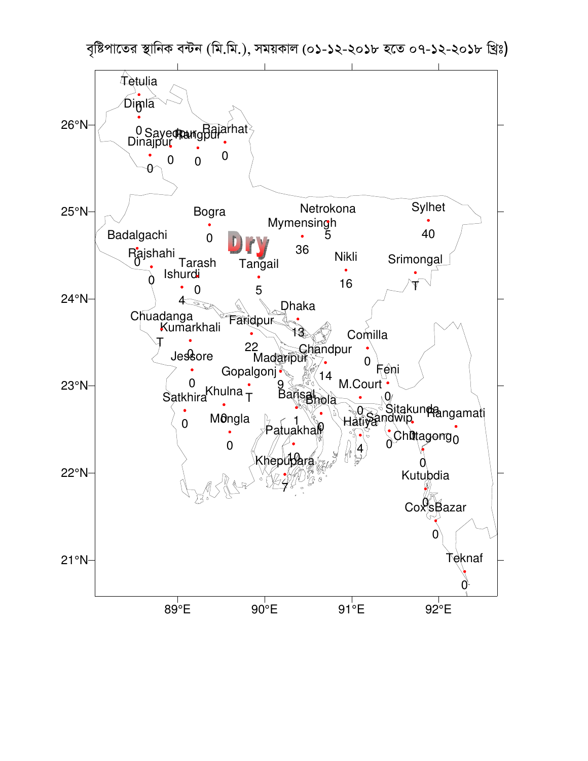বৃষ্টিপাতের স্থানিক বন্টন (মি.মি.), সময়কাল (০১-১২-২০১৮ হতে ০৭-১২-২০১৮ খ্রিঃ)

Dry

Tetulia
0
Dimla
0
Sayedpur
0
Rangpur
0
Rajarhat
0
Dinajpur
0
Bogra
0
Badalgachi
0
Rajshahi
0
Tarash
0
Ishurdi
4
Netrokona
5
Mymensingh
36
Sylhet
40
Tangail
5
Nikli
16
Srimongal
T
Chuadanga
T
Kumarkhali
0
Faridpur
22
Dhaka
13
Comilla
0
Chandpur
14
Madaripur
9
Jessore
0
Gopalgonj
T
Feni
0
M.Court
0
Satkhira
0
Khulna
0
Barisal
1
Bhola
0
Mongla
0
Patuakhali
10
Hatiya
4
Sandwip
0
Sitakunda
0
Rangamati
0
Chittagong
0
Khepupara
7
Kutubdia
0
Cox'sBazar
0
Teknaf
0

26°N
25°N
24°N
23°N
22°N
21°N
89°E
90°E
91°E
92°E